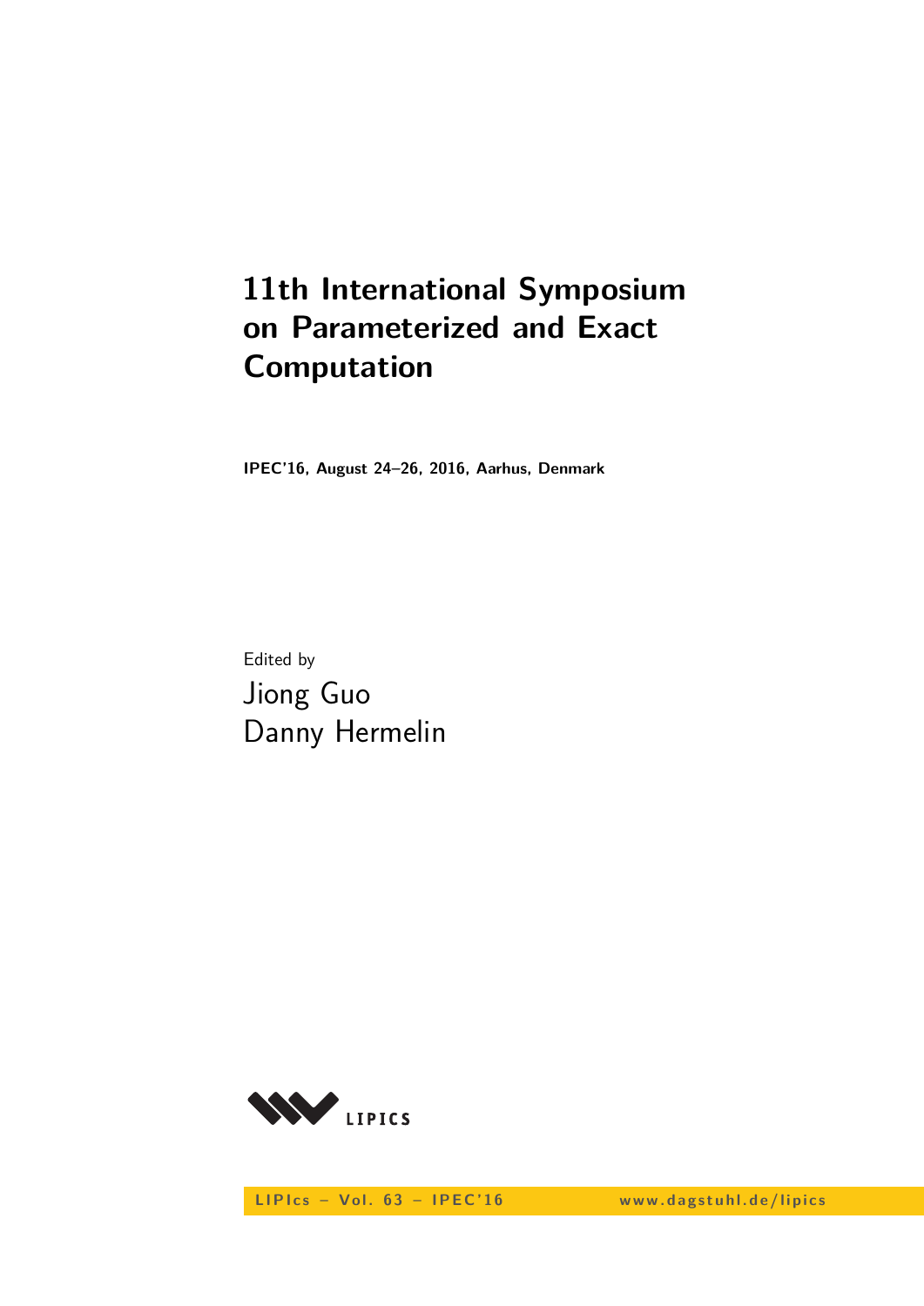# 11th International Symposium on Parameterized and Exact Computation

**IPEC'16, August 24–26, 2016, Aarhus, Denmark**

Edited by

Jiong Guo
Danny Hermelin

LIPIcs

LIPIcs – Vol. 63 – IPEC'16 www.dagstuhl.de/lipics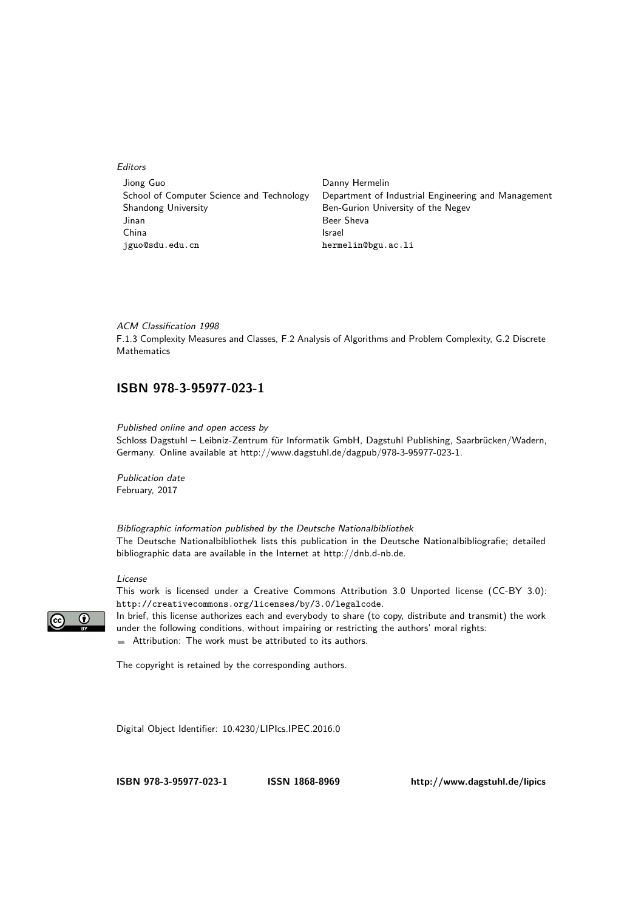*Editors*

Jiong Guo
School of Computer Science and Technology
Shandong University
Jinan
China
jguo@sdu.edu.cn

Danny Hermelin
Department of Industrial Engineering and Management
Ben-Gurion University of the Negev
Beer Sheva
Israel
hermelin@bgu.ac.li

*ACM Classification 1998*
F.1.3 Complexity Measures and Classes, F.2 Analysis of Algorithms and Problem Complexity, G.2 Discrete Mathematics

## ISBN 978-3-95977-023-1

*Published online and open access by*
Schloss Dagstuhl – Leibniz-Zentrum für Informatik GmbH, Dagstuhl Publishing, Saarbrücken/Wadern, Germany. Online available at http://www.dagstuhl.de/dagpub/978-3-95977-023-1.

*Publication date*
February, 2017

*Bibliographic information published by the Deutsche Nationalbibliothek*
The Deutsche Nationalbibliothek lists this publication in the Deutsche Nationalbibliografie; detailed bibliographic data are available in the Internet at http://dnb.d-nb.de.

*License*
This work is licensed under a Creative Commons Attribution 3.0 Unported license (CC-BY 3.0): http://creativecommons.org/licenses/by/3.0/legalcode.
In brief, this license authorizes each and everybody to share (to copy, distribute and transmit) the work under the following conditions, without impairing or restricting the authors' moral rights:

- Attribution: The work must be attributed to its authors.

The copyright is retained by the corresponding authors.

Digital Object Identifier: 10.4230/LIPIcs.IPEC.2016.0

**ISBN 978-3-95977-023-1** **ISSN 1868-8969** **http://www.dagstuhl.de/lipics**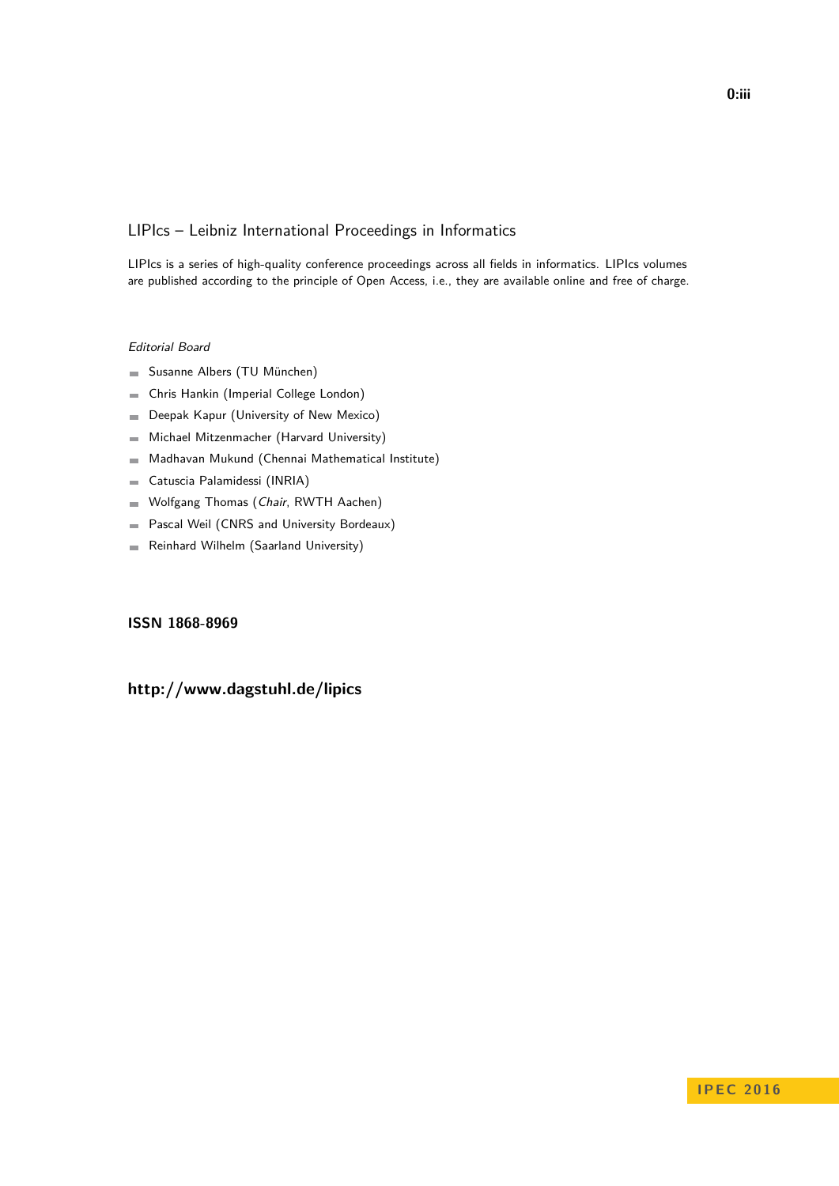# LIPIcs – Leibniz International Proceedings in Informatics

LIPIcs is a series of high-quality conference proceedings across all fields in informatics. LIPIcs volumes are published according to the principle of Open Access, i.e., they are available online and free of charge.

*Editorial Board*

- Susanne Albers (TU München)
- Chris Hankin (Imperial College London)
- Deepak Kapur (University of New Mexico)
- Michael Mitzenmacher (Harvard University)
- Madhavan Mukund (Chennai Mathematical Institute)
- Catuscia Palamidessi (INRIA)
- Wolfgang Thomas (*Chair*, RWTH Aachen)
- Pascal Weil (CNRS and University Bordeaux)
- Reinhard Wilhelm (Saarland University)

**ISSN 1868-8969**

**http://www.dagstuhl.de/lipics**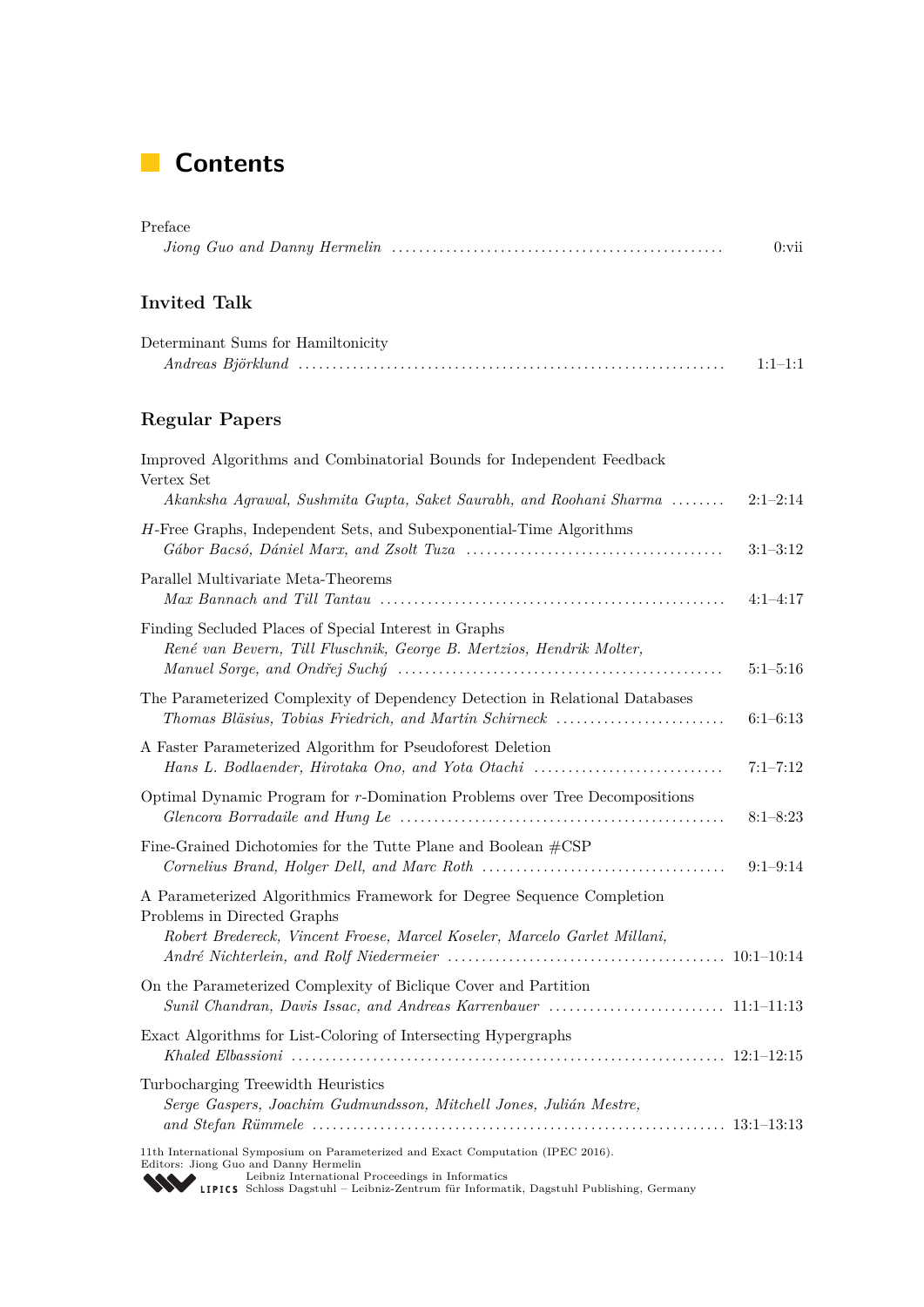# Contents

Preface
*Jiong Guo and Danny Hermelin* ................................................ 0:vii

## Invited Talk

Determinant Sums for Hamiltonicity
*Andreas Björklund* ................................................ 1:1–1:1

## Regular Papers

Improved Algorithms and Combinatorial Bounds for Independent Feedback Vertex Set
*Akanksha Agrawal, Sushmita Gupta, Saket Saurabh, and Roohani Sharma* ........ 2:1–2:14

$H$-Free Graphs, Independent Sets, and Subexponential-Time Algorithms
*Gábor Bacsó, Dániel Marx, and Zsolt Tuza* ........................................ 3:1–3:12

Parallel Multivariate Meta-Theorems
*Max Bannach and Till Tantau* ................................................ 4:1–4:17

Finding Secluded Places of Special Interest in Graphs
*René van Bevern, Till Fluschnik, George B. Mertzios, Hendrik Molter, Manuel Sorge, and Ondřej Suchý* ................................................ 5:1–5:16

The Parameterized Complexity of Dependency Detection in Relational Databases
*Thomas Bläsius, Tobias Friedrich, and Martin Schirneck* ........................ 6:1–6:13

A Faster Parameterized Algorithm for Pseudoforest Deletion
*Hans L. Bodlaender, Hirotaka Ono, and Yota Otachi* ............................ 7:1–7:12

Optimal Dynamic Program for $r$-Domination Problems over Tree Decompositions
*Glencora Borradaile and Hung Le* ................................................ 8:1–8:23

Fine-Grained Dichotomies for the Tutte Plane and Boolean #CSP
*Cornelius Brand, Holger Dell, and Marc Roth* .................................... 9:1–9:14

A Parameterized Algorithmics Framework for Degree Sequence Completion Problems in Directed Graphs
*Robert Bredereck, Vincent Froese, Marcel Koseler, Marcelo Garlet Millani, André Nichterlein, and Rolf Niedermeier* ........................................ 10:1–10:14

On the Parameterized Complexity of Biclique Cover and Partition
*Sunil Chandran, Davis Issac, and Andreas Karrenbauer* .......................... 11:1–11:13

Exact Algorithms for List-Coloring of Intersecting Hypergraphs
*Khaled Elbassioni* ................................................ 12:1–12:15

Turbocharging Treewidth Heuristics
*Serge Gaspers, Joachim Gudmundsson, Mitchell Jones, Julián Mestre, and Stefan Rümmele* ................................................ 13:1–13:13

11th International Symposium on Parameterized and Exact Computation (IPEC 2016).
Editors: Jiong Guo and Danny Hermelin
Leibniz International Proceedings in Informatics
LIPICS Schloss Dagstuhl – Leibniz-Zentrum für Informatik, Dagstuhl Publishing, Germany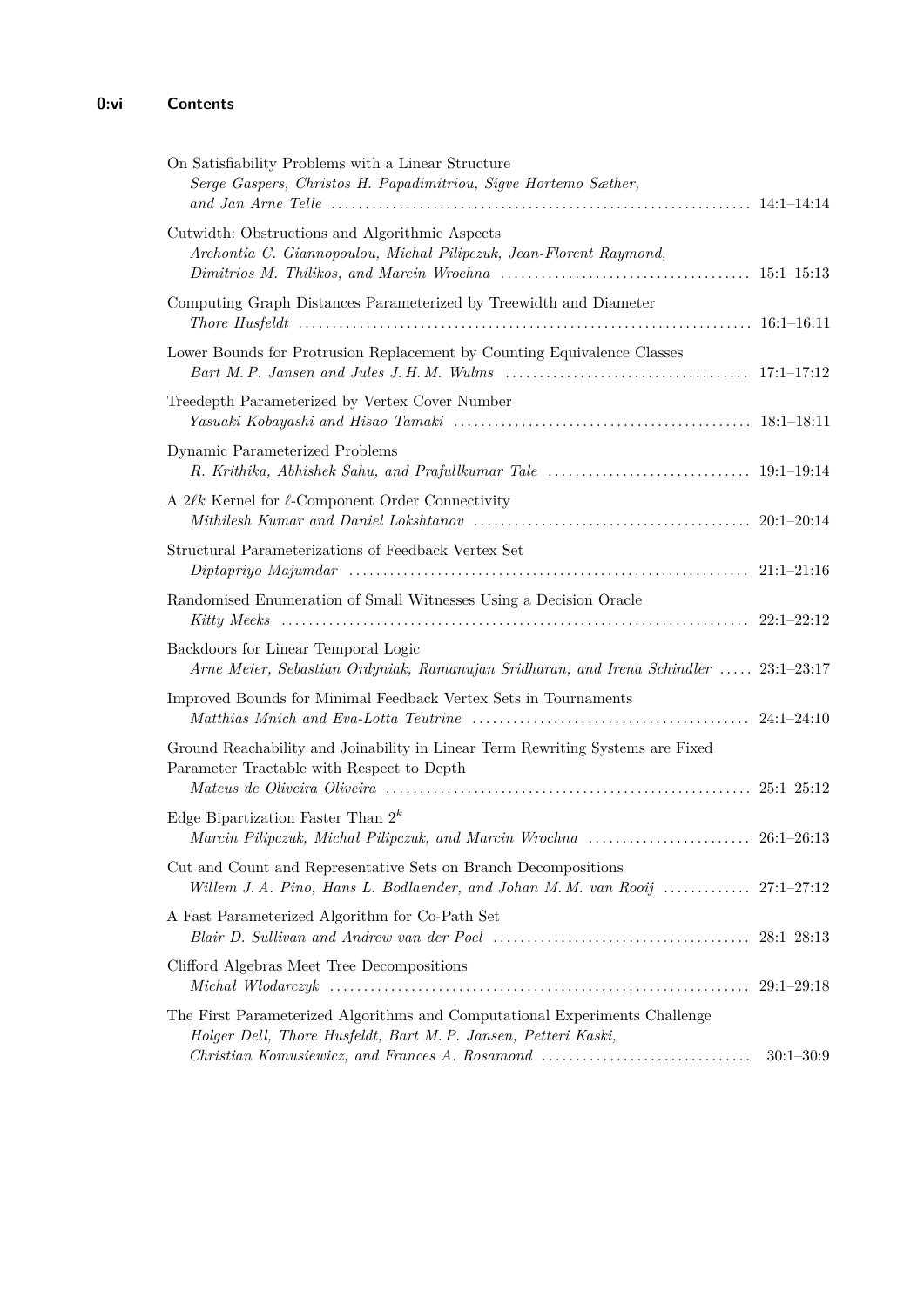On Satisfiability Problems with a Linear Structure
*Serge Gaspers, Christos H. Papadimitriou, Sigve Hortemo Sæther, and Jan Arne Telle* ........ 14:1–14:14

Cutwidth: Obstructions and Algorithmic Aspects
*Archontia C. Giannopoulou, Michał Pilipczuk, Jean-Florent Raymond, Dimitrios M. Thilikos, and Marcin Wrochna* ........ 15:1–15:13

Computing Graph Distances Parameterized by Treewidth and Diameter
*Thore Husfeldt* ........ 16:1–16:11

Lower Bounds for Protrusion Replacement by Counting Equivalence Classes
*Bart M. P. Jansen and Jules J. H. M. Wulms* ........ 17:1–17:12

Treedepth Parameterized by Vertex Cover Number
*Yasuaki Kobayashi and Hisao Tamaki* ........ 18:1–18:11

Dynamic Parameterized Problems
*R. Krithika, Abhishek Sahu, and Prafullkumar Tale* ........ 19:1–19:14

A $2\ell k$ Kernel for $\ell$-Component Order Connectivity
*Mithilesh Kumar and Daniel Lokshtanov* ........ 20:1–20:14

Structural Parameterizations of Feedback Vertex Set
*Diptapriyo Majumdar* ........ 21:1–21:16

Randomised Enumeration of Small Witnesses Using a Decision Oracle
*Kitty Meeks* ........ 22:1–22:12

Backdoors for Linear Temporal Logic
*Arne Meier, Sebastian Ordyniak, Ramanujan Sridharan, and Irena Schindler* ........ 23:1–23:17

Improved Bounds for Minimal Feedback Vertex Sets in Tournaments
*Matthias Mnich and Eva-Lotta Teutrine* ........ 24:1–24:10

Ground Reachability and Joinability in Linear Term Rewriting Systems are Fixed Parameter Tractable with Respect to Depth
*Mateus de Oliveira Oliveira* ........ 25:1–25:12

Edge Bipartization Faster Than $2^k$
*Marcin Pilipczuk, Michał Pilipczuk, and Marcin Wrochna* ........ 26:1–26:13

Cut and Count and Representative Sets on Branch Decompositions
*Willem J. A. Pino, Hans L. Bodlaender, and Johan M. M. van Rooij* ........ 27:1–27:12

A Fast Parameterized Algorithm for Co-Path Set
*Blair D. Sullivan and Andrew van der Poel* ........ 28:1–28:13

Clifford Algebras Meet Tree Decompositions
*Michał Włodarczyk* ........ 29:1–29:18

The First Parameterized Algorithms and Computational Experiments Challenge
*Holger Dell, Thore Husfeldt, Bart M. P. Jansen, Petteri Kaski, Christian Komusiewicz, and Frances A. Rosamond* ........ 30:1–30:9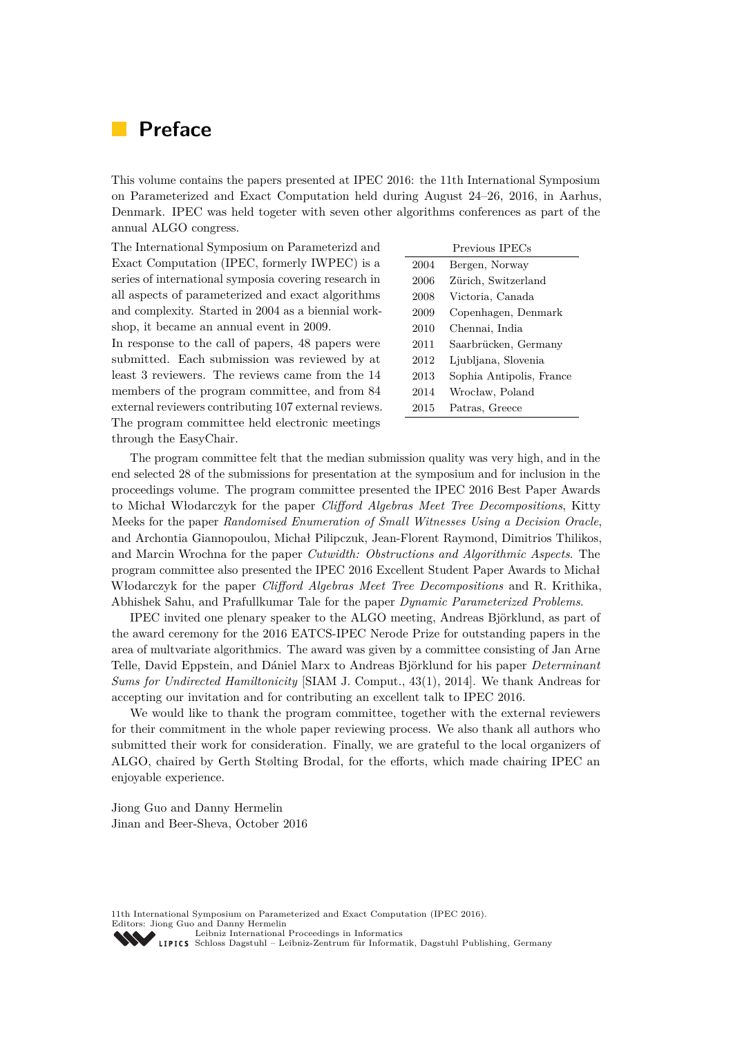# Preface

This volume contains the papers presented at IPEC 2016: the 11th International Symposium on Parameterized and Exact Computation held during August 24–26, 2016, in Aarhus, Denmark. IPEC was held togeter with seven other algorithms conferences as part of the annual ALGO congress.

The International Symposium on Parameterizd and Exact Computation (IPEC, formerly IWPEC) is a series of international symposia covering research in all aspects of parameterized and exact algorithms and complexity. Started in 2004 as a biennial workshop, it became an annual event in 2009.

| Previous IPECs | |
|---|---|
| 2004 | Bergen, Norway |
| 2006 | Zürich, Switzerland |
| 2008 | Victoria, Canada |
| 2009 | Copenhagen, Denmark |
| 2010 | Chennai, India |
| 2011 | Saarbrücken, Germany |
| 2012 | Ljubljana, Slovenia |
| 2013 | Sophia Antipolis, France |
| 2014 | Wrocław, Poland |
| 2015 | Patras, Greece |

In response to the call of papers, 48 papers were submitted. Each submission was reviewed by at least 3 reviewers. The reviews came from the 14 members of the program committee, and from 84 external reviewers contributing 107 external reviews. The program committee held electronic meetings through the EasyChair.

The program committee felt that the median submission quality was very high, and in the end selected 28 of the submissions for presentation at the symposium and for inclusion in the proceedings volume. The program committee presented the IPEC 2016 Best Paper Awards to Michał Włodarczyk for the paper *Clifford Algebras Meet Tree Decompositions*, Kitty Meeks for the paper *Randomised Enumeration of Small Witnesses Using a Decision Oracle*, and Archontia Giannopoulou, Michał Pilipczuk, Jean-Florent Raymond, Dimitrios Thilikos, and Marcin Wrochna for the paper *Cutwidth: Obstructions and Algorithmic Aspects*. The program committee also presented the IPEC 2016 Excellent Student Paper Awards to Michał Włodarczyk for the paper *Clifford Algebras Meet Tree Decompositions* and R. Krithika, Abhishek Sahu, and Prafullkumar Tale for the paper *Dynamic Parameterized Problems*.

IPEC invited one plenary speaker to the ALGO meeting, Andreas Björklund, as part of the award ceremony for the 2016 EATCS-IPEC Nerode Prize for outstanding papers in the area of multivariate algorithmics. The award was given by a committee consisting of Jan Arne Telle, David Eppstein, and Dániel Marx to Andreas Björklund for his paper *Determinant Sums for Undirected Hamiltonicity* [SIAM J. Comput., 43(1), 2014]. We thank Andreas for accepting our invitation and for contributing an excellent talk to IPEC 2016.

We would like to thank the program committee, together with the external reviewers for their commitment in the whole paper reviewing process. We also thank all authors who submitted their work for consideration. Finally, we are grateful to the local organizers of ALGO, chaired by Gerth Stølting Brodal, for the efforts, which made chairing IPEC an enjoyable experience.

Jiong Guo and Danny Hermelin
Jinan and Beer-Sheva, October 2016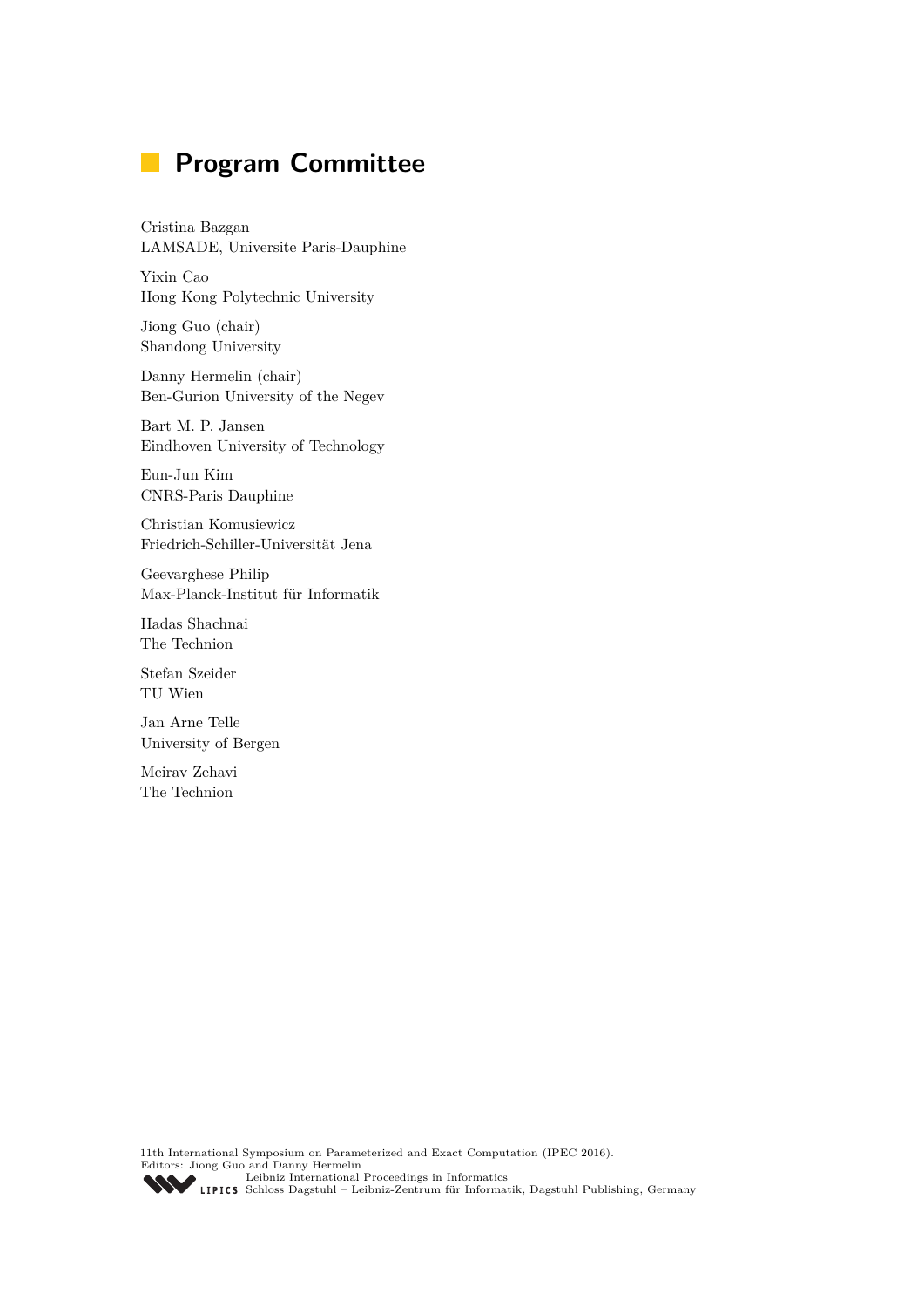# Program Committee

Cristina Bazgan
LAMSADE, Universite Paris-Dauphine

Yixin Cao
Hong Kong Polytechnic University

Jiong Guo (chair)
Shandong University

Danny Hermelin (chair)
Ben-Gurion University of the Negev

Bart M. P. Jansen
Eindhoven University of Technology

Eun-Jun Kim
CNRS-Paris Dauphine

Christian Komusiewicz
Friedrich-Schiller-Universität Jena

Geevarghese Philip
Max-Planck-Institut für Informatik

Hadas Shachnai
The Technion

Stefan Szeider
TU Wien

Jan Arne Telle
University of Bergen

Meirav Zehavi
The Technion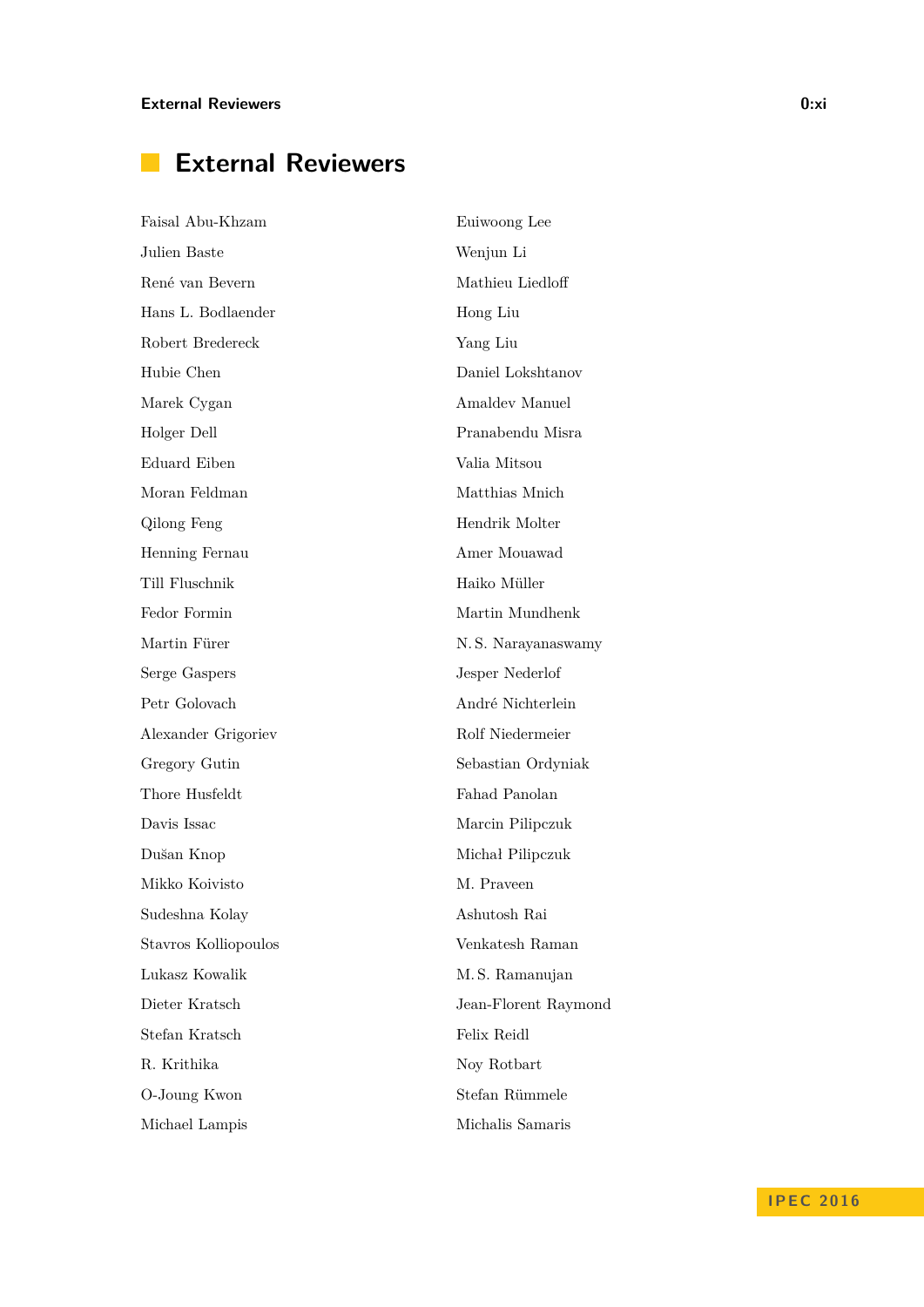## External Reviewers

Faisal Abu-Khzam
Julien Baste
René van Bevern
Hans L. Bodlaender
Robert Bredereck
Hubie Chen
Marek Cygan
Holger Dell
Eduard Eiben
Moran Feldman
Qilong Feng
Henning Fernau
Till Fluschnik
Fedor Formin
Martin Fürer
Serge Gaspers
Petr Golovach
Alexander Grigoriev
Gregory Gutin
Thore Husfeldt
Davis Issac
Dušan Knop
Mikko Koivisto
Sudeshna Kolay
Stavros Kolliopoulos
Lukasz Kowalik
Dieter Kratsch
Stefan Kratsch
R. Krithika
O-Joung Kwon
Michael Lampis
Euiwoong Lee
Wenjun Li
Mathieu Liedloff
Hong Liu
Yang Liu
Daniel Lokshtanov
Amaldev Manuel
Pranabendu Misra
Valia Mitsou
Matthias Mnich
Hendrik Molter
Amer Mouawad
Haiko Müller
Martin Mundhenk
N. S. Narayanaswamy
Jesper Nederlof
André Nichterlein
Rolf Niedermeier
Sebastian Ordyniak
Fahad Panolan
Marcin Pilipczuk
Michał Pilipczuk
M. Praveen
Ashutosh Rai
Venkatesh Raman
M. S. Ramanujan
Jean-Florent Raymond
Felix Reidl
Noy Rotbart
Stefan Rümmele
Michalis Samaris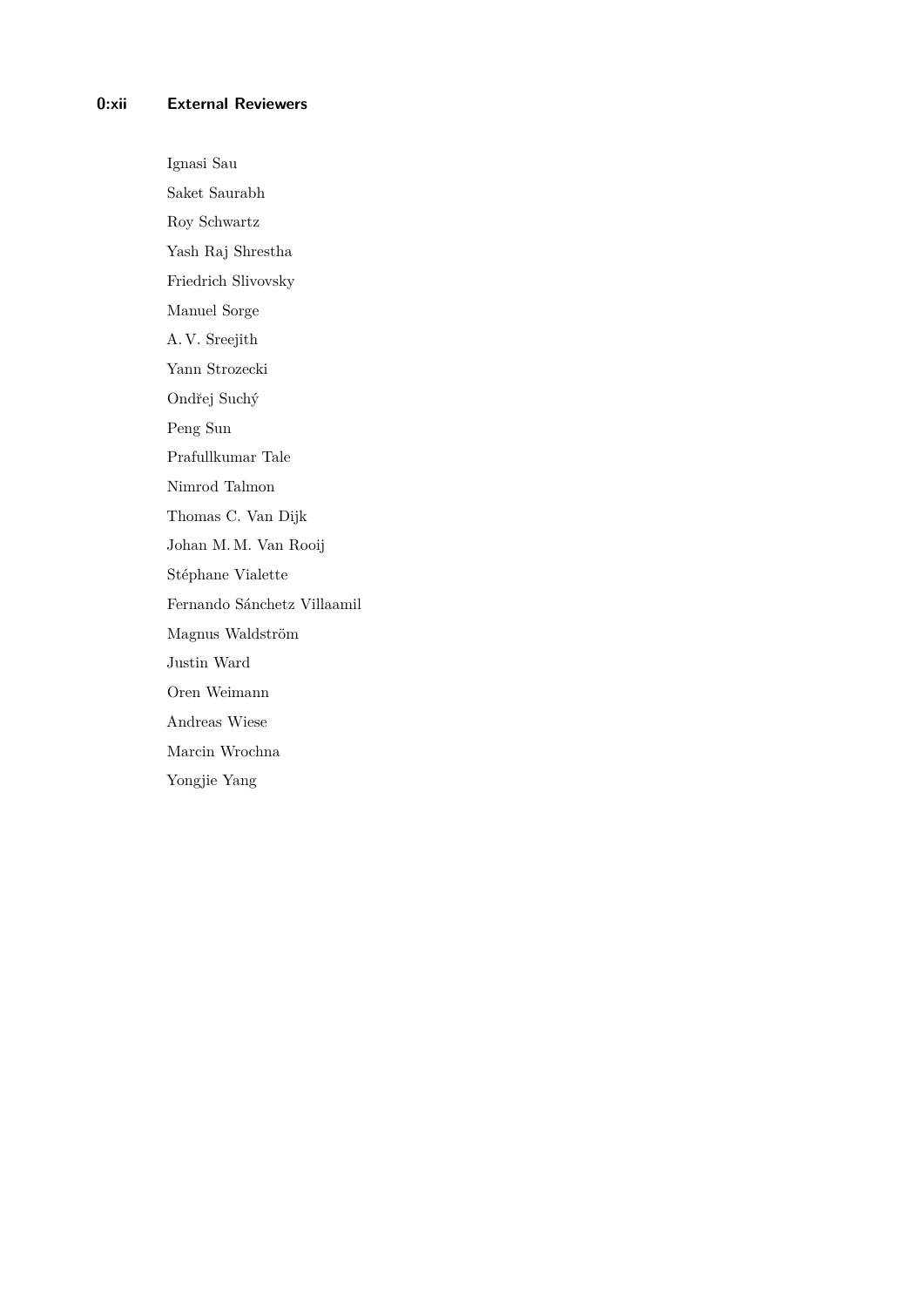Ignasi Sau

Saket Saurabh

Roy Schwartz

Yash Raj Shrestha

Friedrich Slivovsky

Manuel Sorge

A. V. Sreejith

Yann Strozecki

Ondřej Suchý

Peng Sun

Prafullkumar Tale

Nimrod Talmon

Thomas C. Van Dijk

Johan M. M. Van Rooij

Stéphane Vialette

Fernando Sánchetz Villaamil

Magnus Waldström

Justin Ward

Oren Weimann

Andreas Wiese

Marcin Wrochna

Yongjie Yang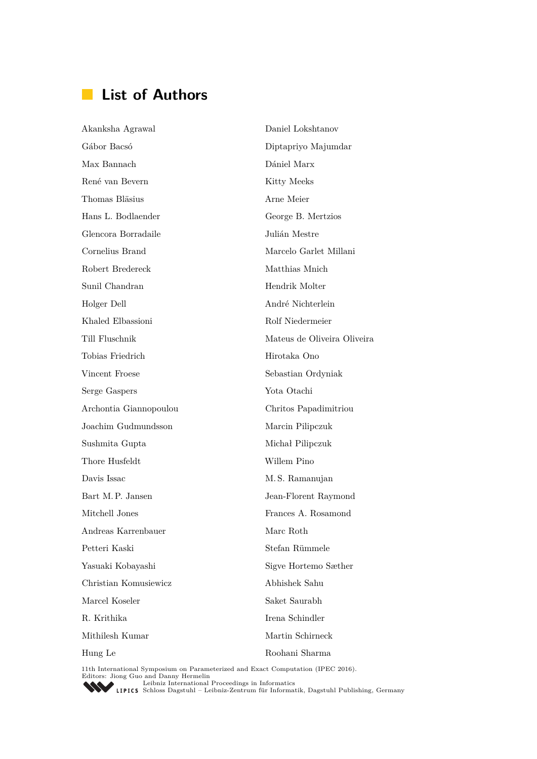# List of Authors

Akanksha Agrawal
Gábor Bacsó
Max Bannach
René van Bevern
Thomas Bläsius
Hans L. Bodlaender
Glencora Borradaile
Cornelius Brand
Robert Bredereck
Sunil Chandran
Holger Dell
Khaled Elbassioni
Till Fluschnik
Tobias Friedrich
Vincent Froese
Serge Gaspers
Archontia Giannopoulou
Joachim Gudmundsson
Sushmita Gupta
Thore Husfeldt
Davis Issac
Bart M. P. Jansen
Mitchell Jones
Andreas Karrenbauer
Petteri Kaski
Yasuaki Kobayashi
Christian Komusiewicz
Marcel Koseler
R. Krithika
Mithilesh Kumar
Hung Le
Daniel Lokshtanov
Diptapriyo Majumdar
Dániel Marx
Kitty Meeks
Arne Meier
George B. Mertzios
Julián Mestre
Marcelo Garlet Millani
Matthias Mnich
Hendrik Molter
André Nichterlein
Rolf Niedermeier
Mateus de Oliveira Oliveira
Hirotaka Ono
Sebastian Ordyniak
Yota Otachi
Chritos Papadimitriou
Marcin Pilipczuk
Michał Pilipczuk
Willem Pino
M. S. Ramanujan
Jean-Florent Raymond
Frances A. Rosamond
Marc Roth
Stefan Rümmele
Sigve Hortemo Sæther
Abhishek Sahu
Saket Saurabh
Irena Schindler
Martin Schirneck
Roohani Sharma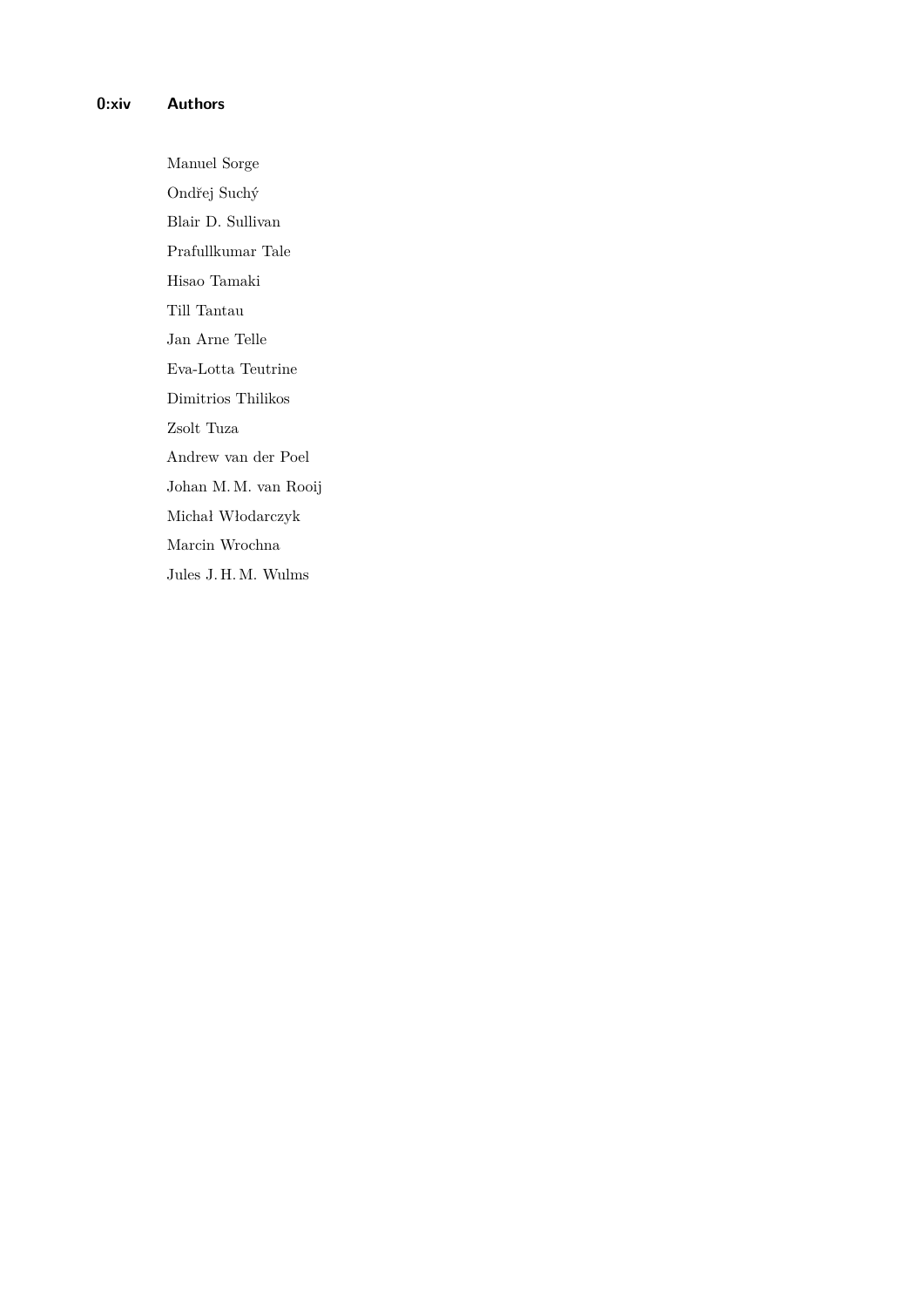Manuel Sorge

Ondřej Suchý

Blair D. Sullivan

Prafullkumar Tale

Hisao Tamaki

Till Tantau

Jan Arne Telle

Eva-Lotta Teutrine

Dimitrios Thilikos

Zsolt Tuza

Andrew van der Poel

Johan M. M. van Rooij

Michał Włodarczyk

Marcin Wrochna

Jules J. H. M. Wulms